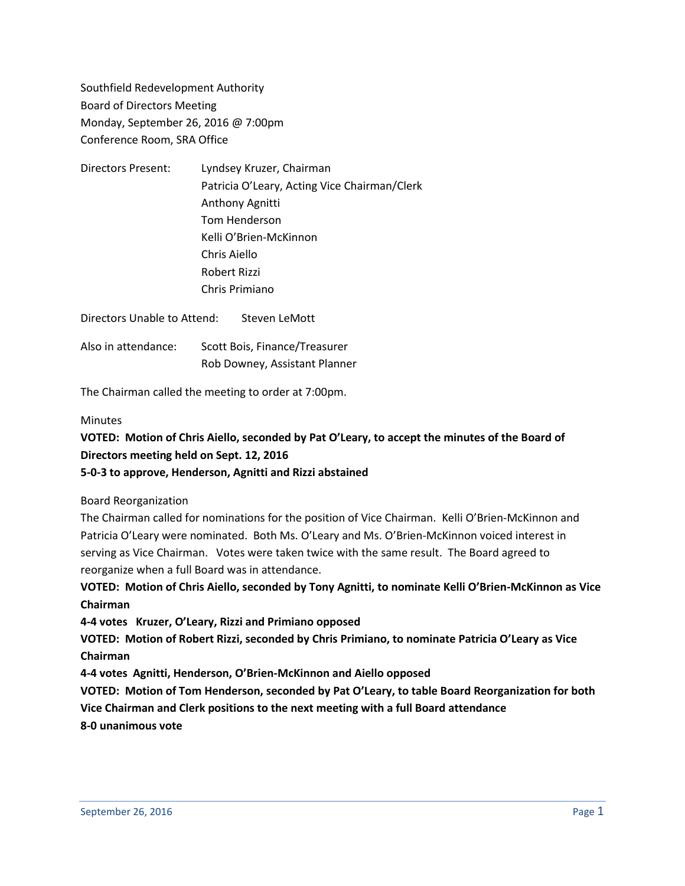Southfield Redevelopment Authority
Board of Directors Meeting
Monday, September 26, 2016 @ 7:00pm
Conference Room, SRA Office

Directors Present: Lyndsey Kruzer, Chairman
Patricia O'Leary, Acting Vice Chairman/Clerk
Anthony Agnitti
Tom Henderson
Kelli O'Brien-McKinnon
Chris Aiello
Robert Rizzi
Chris Primiano

Directors Unable to Attend: Steven LeMott

Also in attendance: Scott Bois, Finance/Treasurer
Rob Downey, Assistant Planner

The Chairman called the meeting to order at 7:00pm.

Minutes

**VOTED: Motion of Chris Aiello, seconded by Pat O'Leary, to accept the minutes of the Board of Directors meeting held on Sept. 12, 2016**
**5-0-3 to approve, Henderson, Agnitti and Rizzi abstained**

Board Reorganization

The Chairman called for nominations for the position of Vice Chairman. Kelli O'Brien-McKinnon and Patricia O'Leary were nominated. Both Ms. O'Leary and Ms. O'Brien-McKinnon voiced interest in serving as Vice Chairman. Votes were taken twice with the same result. The Board agreed to reorganize when a full Board was in attendance.

**VOTED: Motion of Chris Aiello, seconded by Tony Agnitti, to nominate Kelli O'Brien-McKinnon as Vice Chairman**
**4-4 votes Kruzer, O'Leary, Rizzi and Primiano opposed**
**VOTED: Motion of Robert Rizzi, seconded by Chris Primiano, to nominate Patricia O'Leary as Vice Chairman**
**4-4 votes Agnitti, Henderson, O'Brien-McKinnon and Aiello opposed**
**VOTED: Motion of Tom Henderson, seconded by Pat O'Leary, to table Board Reorganization for both Vice Chairman and Clerk positions to the next meeting with a full Board attendance**
**8-0 unanimous vote**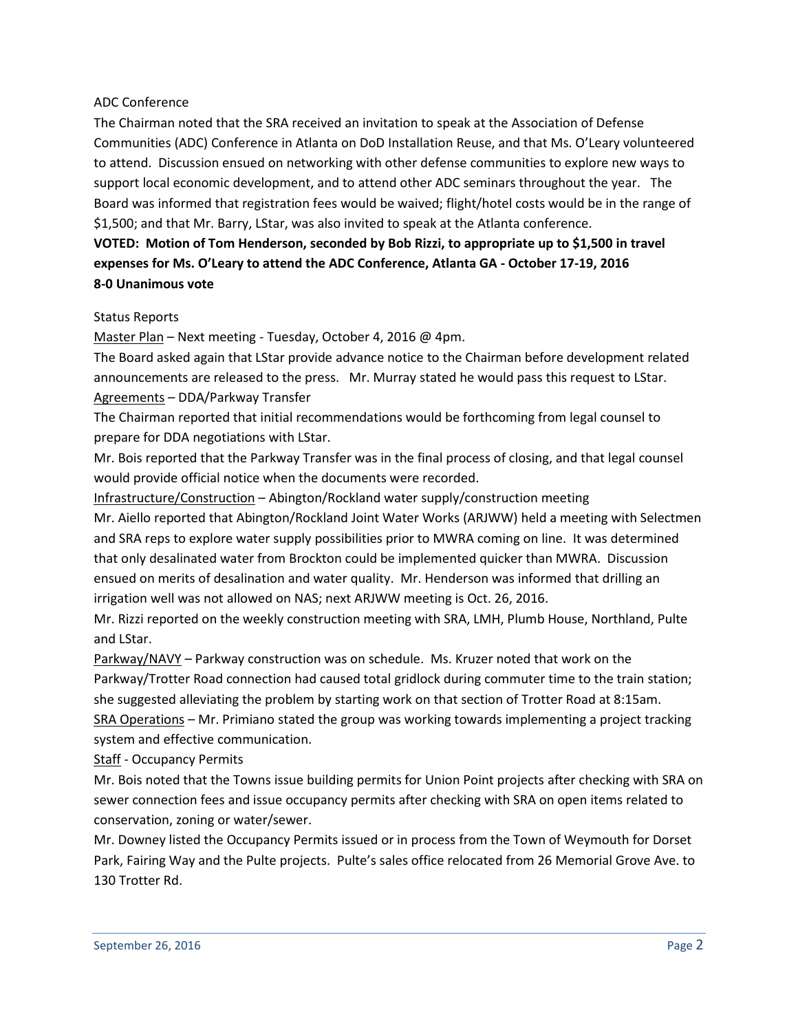ADC Conference

The Chairman noted that the SRA received an invitation to speak at the Association of Defense Communities (ADC) Conference in Atlanta on DoD Installation Reuse, and that Ms. O'Leary volunteered to attend. Discussion ensued on networking with other defense communities to explore new ways to support local economic development, and to attend other ADC seminars throughout the year. The Board was informed that registration fees would be waived; flight/hotel costs would be in the range of $1,500; and that Mr. Barry, LStar, was also invited to speak at the Atlanta conference.

**VOTED: Motion of Tom Henderson, seconded by Bob Rizzi, to appropriate up to $1,500 in travel expenses for Ms. O'Leary to attend the ADC Conference, Atlanta GA - October 17-19, 2016**
**8-0 Unanimous vote**

Status Reports

Master Plan – Next meeting - Tuesday, October 4, 2016 @ 4pm.

The Board asked again that LStar provide advance notice to the Chairman before development related announcements are released to the press. Mr. Murray stated he would pass this request to LStar.

Agreements – DDA/Parkway Transfer

The Chairman reported that initial recommendations would be forthcoming from legal counsel to prepare for DDA negotiations with LStar.

Mr. Bois reported that the Parkway Transfer was in the final process of closing, and that legal counsel would provide official notice when the documents were recorded.

Infrastructure/Construction – Abington/Rockland water supply/construction meeting

Mr. Aiello reported that Abington/Rockland Joint Water Works (ARJWW) held a meeting with Selectmen and SRA reps to explore water supply possibilities prior to MWRA coming on line. It was determined that only desalinated water from Brockton could be implemented quicker than MWRA. Discussion ensued on merits of desalination and water quality. Mr. Henderson was informed that drilling an irrigation well was not allowed on NAS; next ARJWW meeting is Oct. 26, 2016.

Mr. Rizzi reported on the weekly construction meeting with SRA, LMH, Plumb House, Northland, Pulte and LStar.

Parkway/NAVY – Parkway construction was on schedule. Ms. Kruzer noted that work on the Parkway/Trotter Road connection had caused total gridlock during commuter time to the train station; she suggested alleviating the problem by starting work on that section of Trotter Road at 8:15am.

SRA Operations – Mr. Primiano stated the group was working towards implementing a project tracking system and effective communication.

Staff - Occupancy Permits

Mr. Bois noted that the Towns issue building permits for Union Point projects after checking with SRA on sewer connection fees and issue occupancy permits after checking with SRA on open items related to conservation, zoning or water/sewer.

Mr. Downey listed the Occupancy Permits issued or in process from the Town of Weymouth for Dorset Park, Fairing Way and the Pulte projects. Pulte's sales office relocated from 26 Memorial Grove Ave. to 130 Trotter Rd.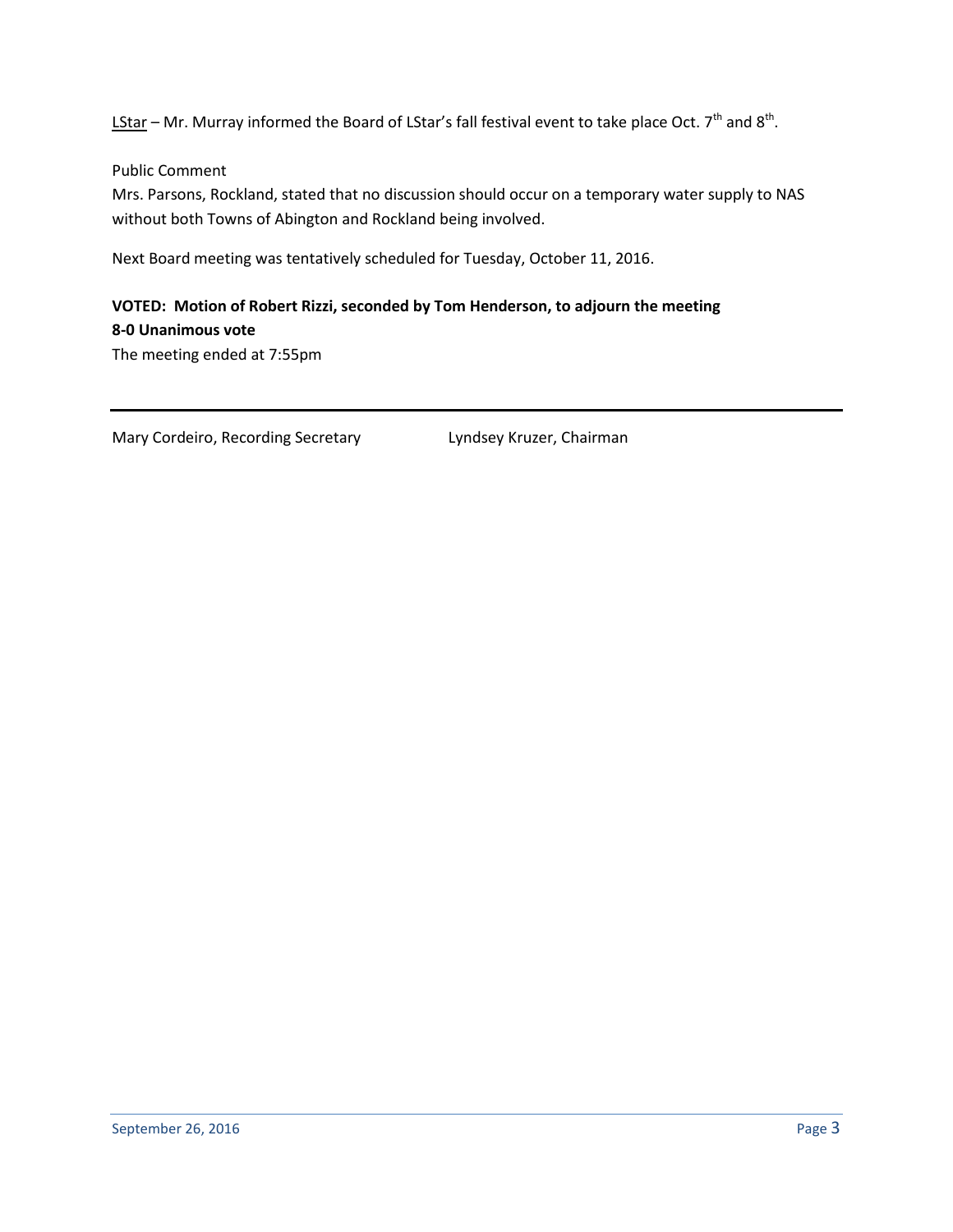LStar – Mr. Murray informed the Board of LStar's fall festival event to take place Oct. 7th and 8th.

Public Comment

Mrs. Parsons, Rockland, stated that no discussion should occur on a temporary water supply to NAS without both Towns of Abington and Rockland being involved.

Next Board meeting was tentatively scheduled for Tuesday, October 11, 2016.

**VOTED: Motion of Robert Rizzi, seconded by Tom Henderson, to adjourn the meeting**
**8-0 Unanimous vote**

The meeting ended at 7:55pm

---

Mary Cordeiro, Recording Secretary　　　　Lyndsey Kruzer, Chairman